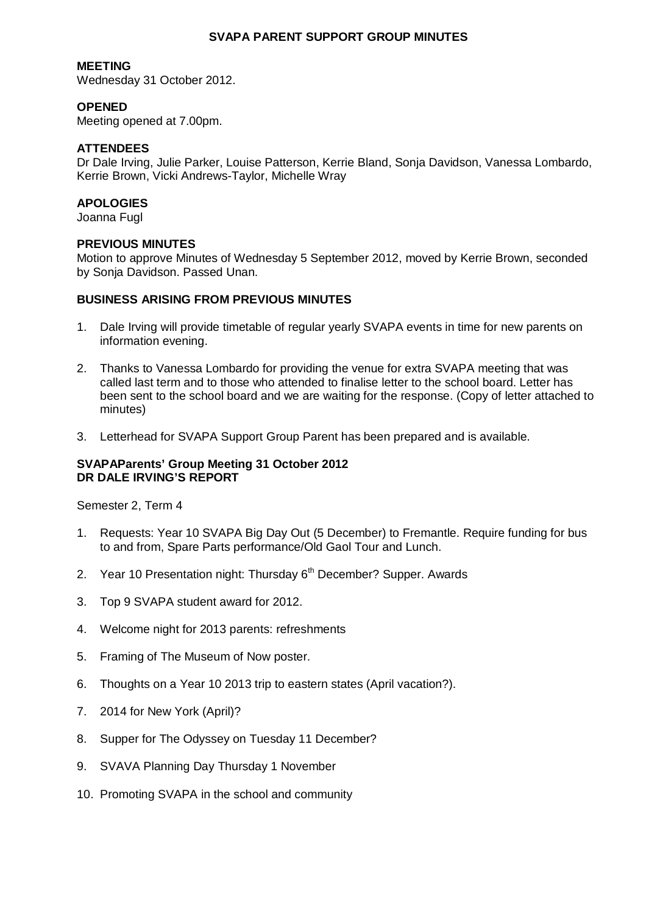# SVAPA PARENT SUPPORT GROUP MINUTES

**MEETING**
Wednesday 31 October 2012.

**OPENED**
Meeting opened at 7.00pm.

**ATTENDEES**
Dr Dale Irving, Julie Parker, Louise Patterson, Kerrie Bland, Sonja Davidson, Vanessa Lombardo, Kerrie Brown, Vicki Andrews-Taylor, Michelle Wray

**APOLOGIES**
Joanna Fugl

**PREVIOUS MINUTES**
Motion to approve Minutes of Wednesday 5 September 2012, moved by Kerrie Brown, seconded by Sonja Davidson. Passed Unan.

**BUSINESS ARISING FROM PREVIOUS MINUTES**

1. Dale Irving will provide timetable of regular yearly SVAPA events in time for new parents on information evening.
2. Thanks to Vanessa Lombardo for providing the venue for extra SVAPA meeting that was called last term and to those who attended to finalise letter to the school board. Letter has been sent to the school board and we are waiting for the response. (Copy of letter attached to minutes)
3. Letterhead for SVAPA Support Group Parent has been prepared and is available.

**SVAPAParents' Group Meeting 31 October 2012**
**DR DALE IRVING'S REPORT**

Semester 2, Term 4

1. Requests: Year 10 SVAPA Big Day Out (5 December) to Fremantle. Require funding for bus to and from, Spare Parts performance/Old Gaol Tour and Lunch.
2. Year 10 Presentation night: Thursday 6th December? Supper. Awards
3. Top 9 SVAPA student award for 2012.
4. Welcome night for 2013 parents: refreshments
5. Framing of The Museum of Now poster.
6. Thoughts on a Year 10 2013 trip to eastern states (April vacation?).
7. 2014 for New York (April)?
8. Supper for The Odyssey on Tuesday 11 December?
9. SVAVA Planning Day Thursday 1 November
10. Promoting SVAPA in the school and community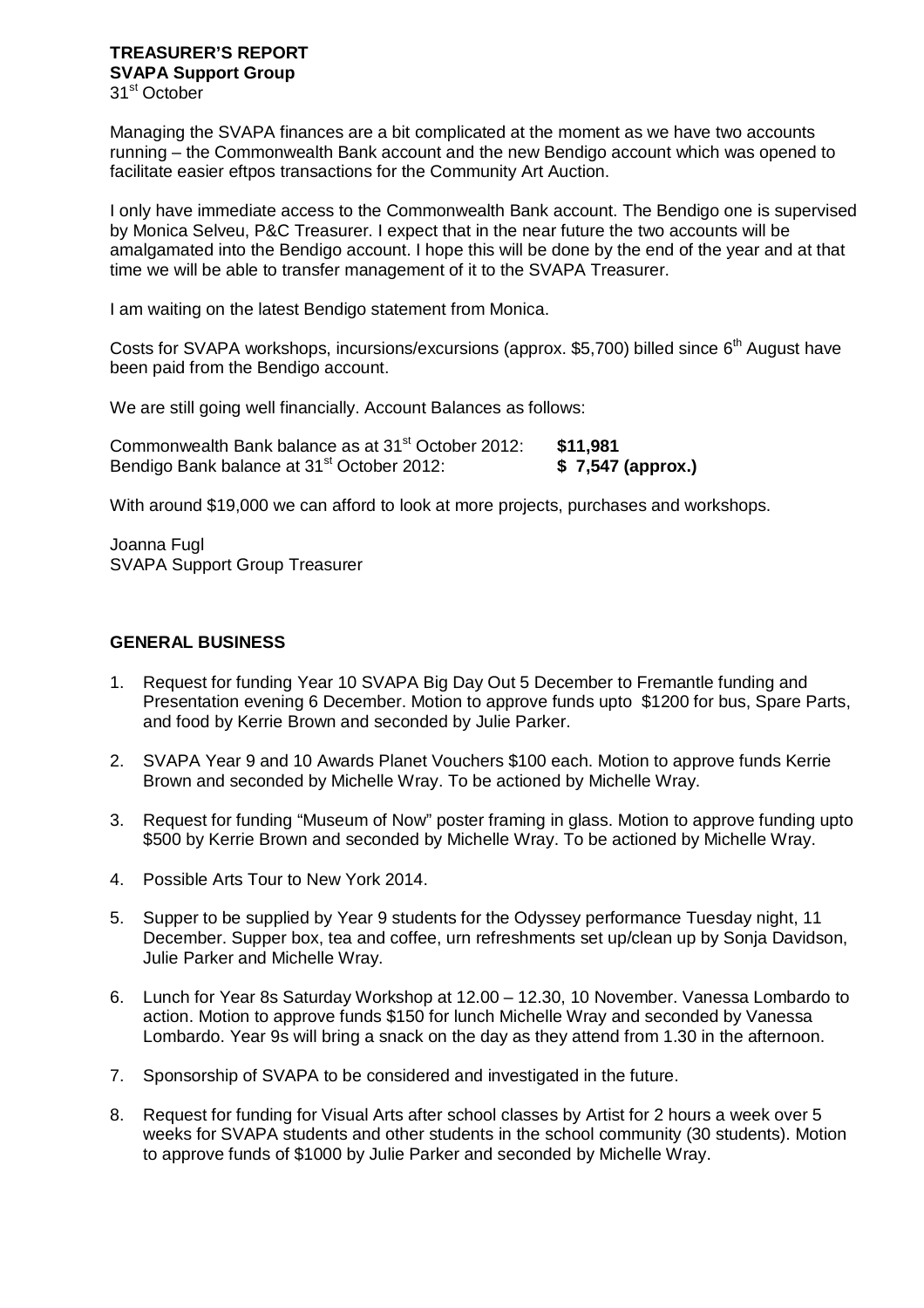**TREASURER'S REPORT**
**SVAPA Support Group**
31st October

Managing the SVAPA finances are a bit complicated at the moment as we have two accounts running – the Commonwealth Bank account and the new Bendigo account which was opened to facilitate easier eftpos transactions for the Community Art Auction.

I only have immediate access to the Commonwealth Bank account. The Bendigo one is supervised by Monica Selveu, P&C Treasurer. I expect that in the near future the two accounts will be amalgamated into the Bendigo account. I hope this will be done by the end of the year and at that time we will be able to transfer management of it to the SVAPA Treasurer.

I am waiting on the latest Bendigo statement from Monica.

Costs for SVAPA workshops, incursions/excursions (approx. $5,700) billed since 6th August have been paid from the Bendigo account.

We are still going well financially. Account Balances as follows:

Commonwealth Bank balance as at 31st October 2012: **$11,981**
Bendigo Bank balance at 31st October 2012: **$ 7,547 (approx.)**

With around $19,000 we can afford to look at more projects, purchases and workshops.

Joanna Fugl
SVAPA Support Group Treasurer

## GENERAL BUSINESS

1. Request for funding Year 10 SVAPA Big Day Out 5 December to Fremantle funding and Presentation evening 6 December. Motion to approve funds upto $1200 for bus, Spare Parts, and food by Kerrie Brown and seconded by Julie Parker.

2. SVAPA Year 9 and 10 Awards Planet Vouchers $100 each. Motion to approve funds Kerrie Brown and seconded by Michelle Wray. To be actioned by Michelle Wray.

3. Request for funding "Museum of Now" poster framing in glass. Motion to approve funding upto $500 by Kerrie Brown and seconded by Michelle Wray. To be actioned by Michelle Wray.

4. Possible Arts Tour to New York 2014.

5. Supper to be supplied by Year 9 students for the Odyssey performance Tuesday night, 11 December. Supper box, tea and coffee, urn refreshments set up/clean up by Sonja Davidson, Julie Parker and Michelle Wray.

6. Lunch for Year 8s Saturday Workshop at 12.00 – 12.30, 10 November. Vanessa Lombardo to action. Motion to approve funds $150 for lunch Michelle Wray and seconded by Vanessa Lombardo. Year 9s will bring a snack on the day as they attend from 1.30 in the afternoon.

7. Sponsorship of SVAPA to be considered and investigated in the future.

8. Request for funding for Visual Arts after school classes by Artist for 2 hours a week over 5 weeks for SVAPA students and other students in the school community (30 students). Motion to approve funds of $1000 by Julie Parker and seconded by Michelle Wray.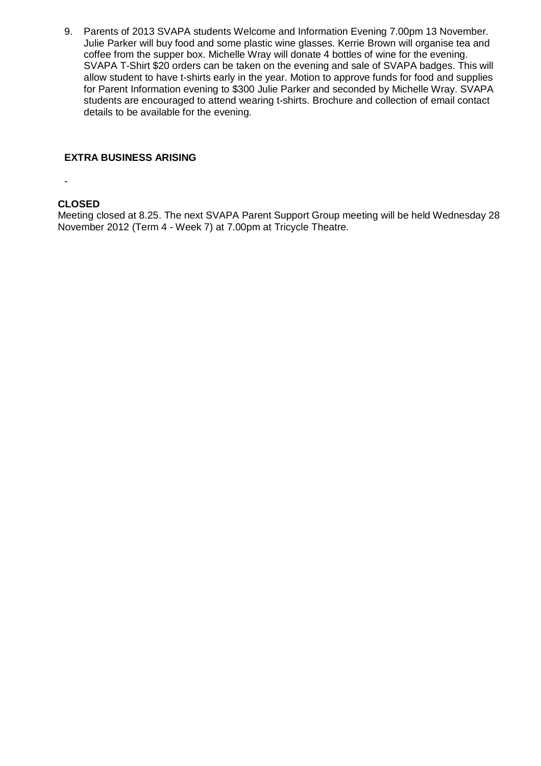9. Parents of 2013 SVAPA students Welcome and Information Evening 7.00pm 13 November. Julie Parker will buy food and some plastic wine glasses. Kerrie Brown will organise tea and coffee from the supper box. Michelle Wray will donate 4 bottles of wine for the evening. SVAPA T-Shirt $20 orders can be taken on the evening and sale of SVAPA badges. This will allow student to have t-shirts early in the year. Motion to approve funds for food and supplies for Parent Information evening to $300 Julie Parker and seconded by Michelle Wray. SVAPA students are encouraged to attend wearing t-shirts. Brochure and collection of email contact details to be available for the evening.

**EXTRA BUSINESS ARISING**

-

**CLOSED**

Meeting closed at 8.25. The next SVAPA Parent Support Group meeting will be held Wednesday 28 November 2012 (Term 4 - Week 7) at 7.00pm at Tricycle Theatre.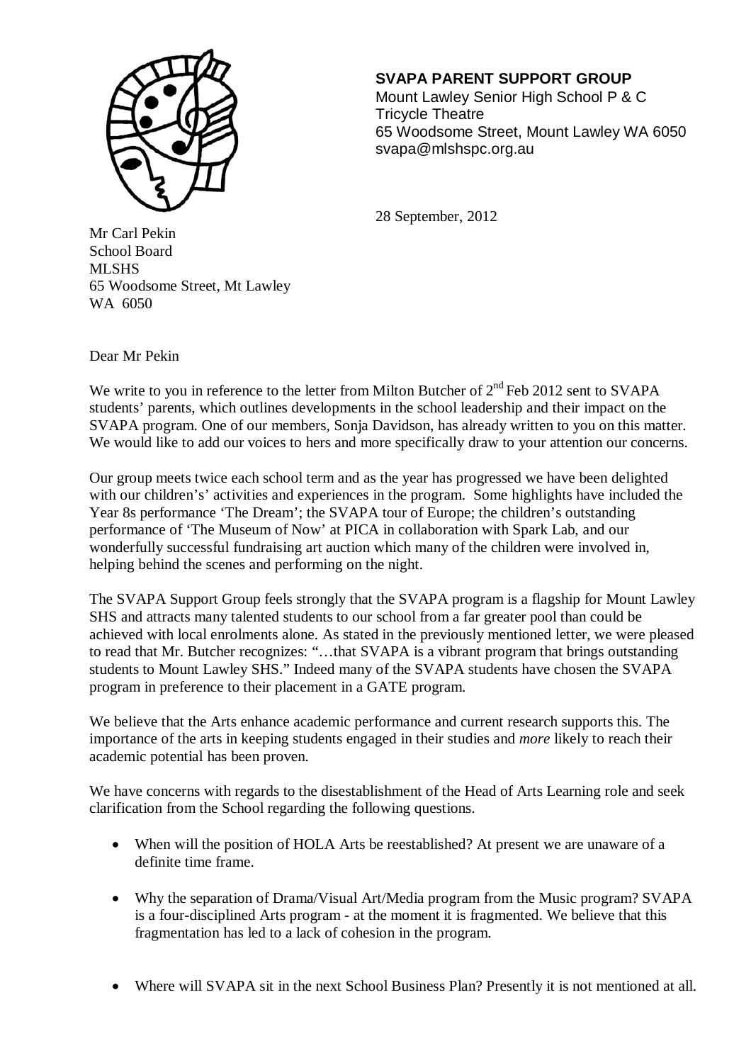**SVAPA PARENT SUPPORT GROUP**
Mount Lawley Senior High School P & C
Tricycle Theatre
65 Woodsome Street, Mount Lawley WA 6050
svapa@mlshspc.org.au

28 September, 2012

Mr Carl Pekin
School Board
MLSHS
65 Woodsome Street, Mt Lawley
WA 6050

Dear Mr Pekin

We write to you in reference to the letter from Milton Butcher of 2nd Feb 2012 sent to SVAPA students' parents, which outlines developments in the school leadership and their impact on the SVAPA program. One of our members, Sonja Davidson, has already written to you on this matter. We would like to add our voices to hers and more specifically draw to your attention our concerns.

Our group meets twice each school term and as the year has progressed we have been delighted with our children's' activities and experiences in the program. Some highlights have included the Year 8s performance 'The Dream'; the SVAPA tour of Europe; the children's outstanding performance of 'The Museum of Now' at PICA in collaboration with Spark Lab, and our wonderfully successful fundraising art auction which many of the children were involved in, helping behind the scenes and performing on the night.

The SVAPA Support Group feels strongly that the SVAPA program is a flagship for Mount Lawley SHS and attracts many talented students to our school from a far greater pool than could be achieved with local enrolments alone. As stated in the previously mentioned letter, we were pleased to read that Mr. Butcher recognizes: "…that SVAPA is a vibrant program that brings outstanding students to Mount Lawley SHS." Indeed many of the SVAPA students have chosen the SVAPA program in preference to their placement in a GATE program.

We believe that the Arts enhance academic performance and current research supports this. The importance of the arts in keeping students engaged in their studies and *more* likely to reach their academic potential has been proven.

We have concerns with regards to the disestablishment of the Head of Arts Learning role and seek clarification from the School regarding the following questions.

- When will the position of HOLA Arts be reestablished? At present we are unaware of a definite time frame.
- Why the separation of Drama/Visual Art/Media program from the Music program? SVAPA is a four-disciplined Arts program - at the moment it is fragmented. We believe that this fragmentation has led to a lack of cohesion in the program.
- Where will SVAPA sit in the next School Business Plan? Presently it is not mentioned at all.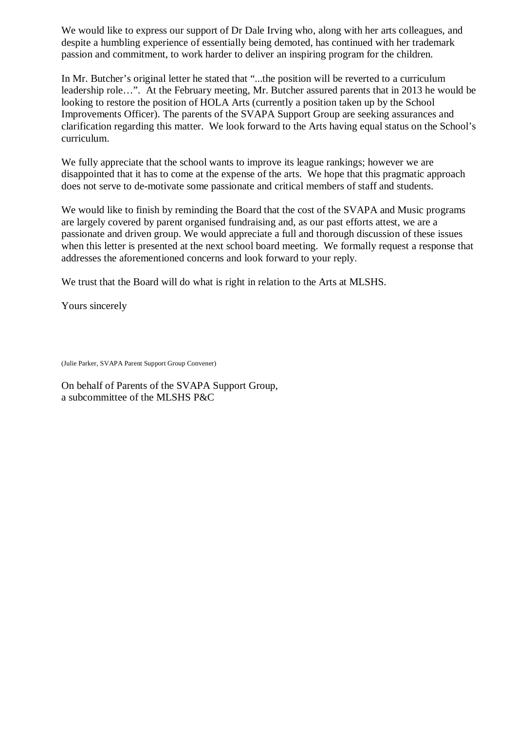We would like to express our support of Dr Dale Irving who, along with her arts colleagues, and despite a humbling experience of essentially being demoted, has continued with her trademark passion and commitment, to work harder to deliver an inspiring program for the children.

In Mr. Butcher's original letter he stated that "...the position will be reverted to a curriculum leadership role…". At the February meeting, Mr. Butcher assured parents that in 2013 he would be looking to restore the position of HOLA Arts (currently a position taken up by the School Improvements Officer). The parents of the SVAPA Support Group are seeking assurances and clarification regarding this matter. We look forward to the Arts having equal status on the School's curriculum.

We fully appreciate that the school wants to improve its league rankings; however we are disappointed that it has to come at the expense of the arts. We hope that this pragmatic approach does not serve to de-motivate some passionate and critical members of staff and students.

We would like to finish by reminding the Board that the cost of the SVAPA and Music programs are largely covered by parent organised fundraising and, as our past efforts attest, we are a passionate and driven group. We would appreciate a full and thorough discussion of these issues when this letter is presented at the next school board meeting. We formally request a response that addresses the aforementioned concerns and look forward to your reply.

We trust that the Board will do what is right in relation to the Arts at MLSHS.

Yours sincerely

(Julie Parker, SVAPA Parent Support Group Convener)

On behalf of Parents of the SVAPA Support Group,
a subcommittee of the MLSHS P&C